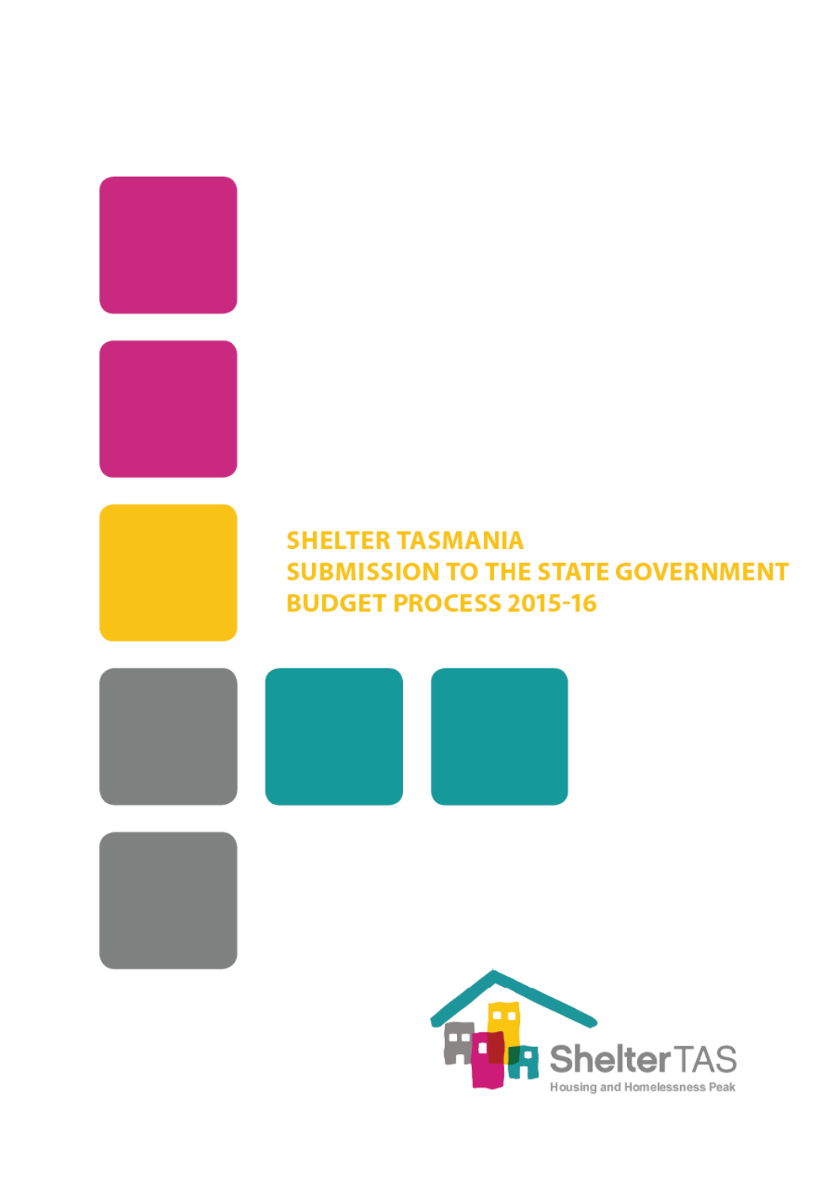# SHELTER TASMANIA SUBMISSION TO THE STATE GOVERNMENT BUDGET PROCESS 2015-16

Shelter TAS

Housing and Homelessness Peak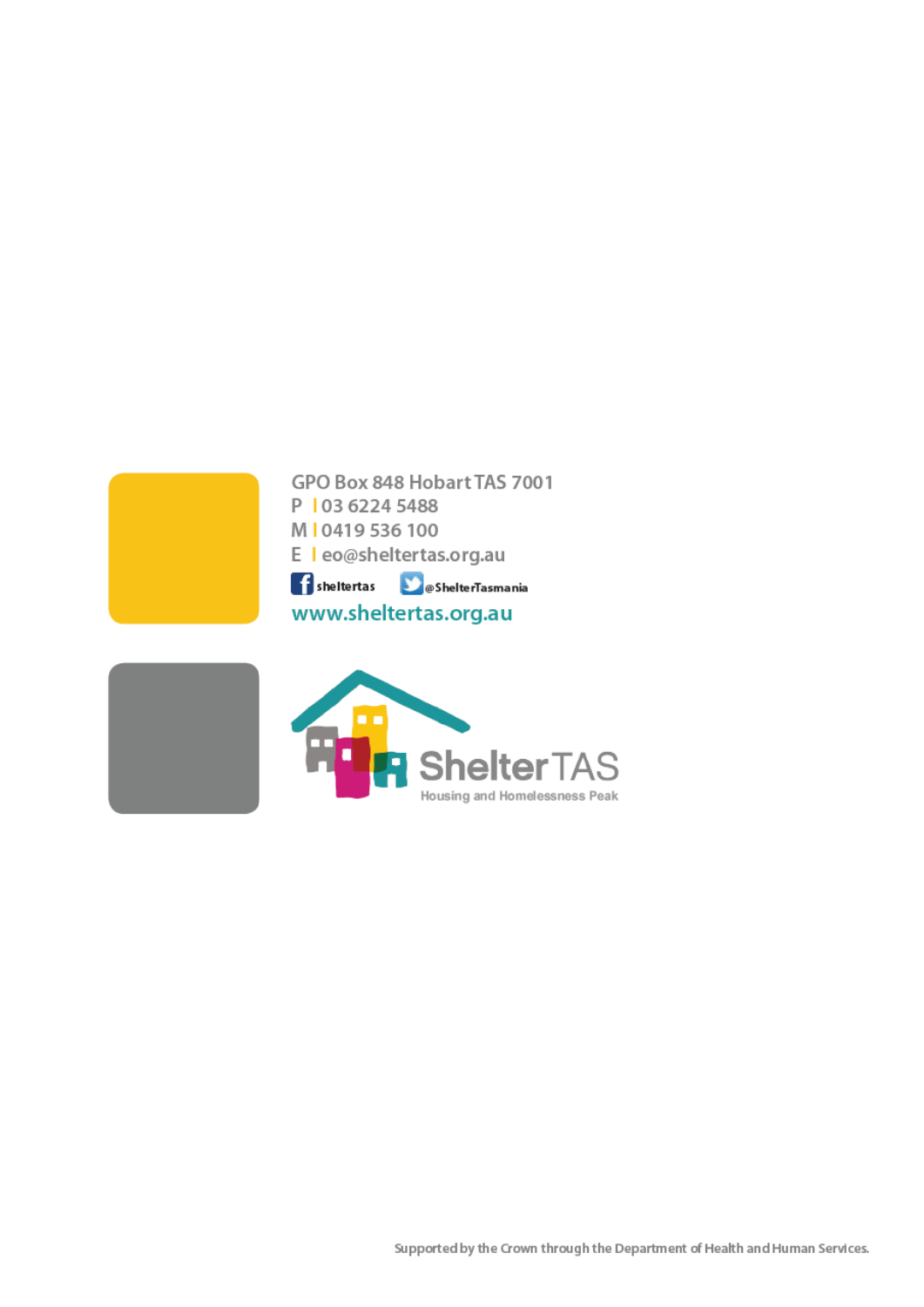GPO Box 848 Hobart TAS 7001

P | 03 6224 5488

M | 0419 536 100

E | eo@sheltertas.org.au

sheltertas @ShelterTasmania

www.sheltertas.org.au

ShelterTAS
Housing and Homelessness Peak

Supported by the Crown through the Department of Health and Human Services.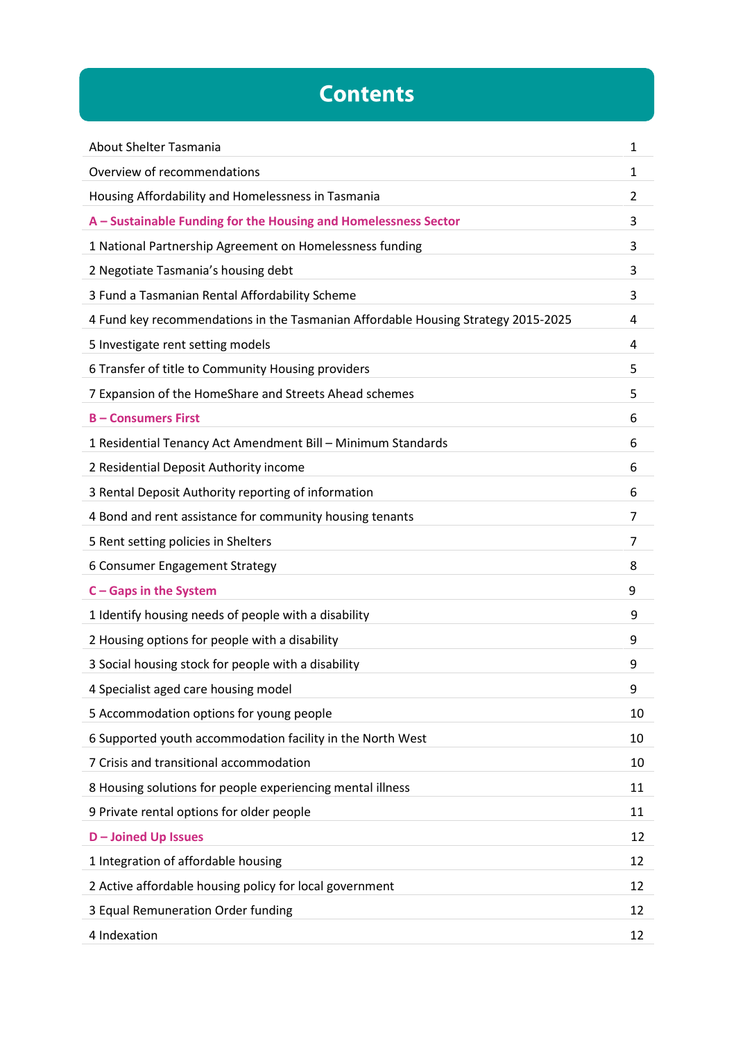# Contents

| | |
|---|---|
| About Shelter Tasmania | 1 |
| Overview of recommendations | 1 |
| Housing Affordability and Homelessness in Tasmania | 2 |
| **A – Sustainable Funding for the Housing and Homelessness Sector** | 3 |
| 1 National Partnership Agreement on Homelessness funding | 3 |
| 2 Negotiate Tasmania's housing debt | 3 |
| 3 Fund a Tasmanian Rental Affordability Scheme | 3 |
| 4 Fund key recommendations in the Tasmanian Affordable Housing Strategy 2015-2025 | 4 |
| 5 Investigate rent setting models | 4 |
| 6 Transfer of title to Community Housing providers | 5 |
| 7 Expansion of the HomeShare and Streets Ahead schemes | 5 |
| **B – Consumers First** | 6 |
| 1 Residential Tenancy Act Amendment Bill – Minimum Standards | 6 |
| 2 Residential Deposit Authority income | 6 |
| 3 Rental Deposit Authority reporting of information | 6 |
| 4 Bond and rent assistance for community housing tenants | 7 |
| 5 Rent setting policies in Shelters | 7 |
| 6 Consumer Engagement Strategy | 8 |
| **C – Gaps in the System** | 9 |
| 1 Identify housing needs of people with a disability | 9 |
| 2 Housing options for people with a disability | 9 |
| 3 Social housing stock for people with a disability | 9 |
| 4 Specialist aged care housing model | 9 |
| 5 Accommodation options for young people | 10 |
| 6 Supported youth accommodation facility in the North West | 10 |
| 7 Crisis and transitional accommodation | 10 |
| 8 Housing solutions for people experiencing mental illness | 11 |
| 9 Private rental options for older people | 11 |
| **D – Joined Up Issues** | 12 |
| 1 Integration of affordable housing | 12 |
| 2 Active affordable housing policy for local government | 12 |
| 3 Equal Remuneration Order funding | 12 |
| 4 Indexation | 12 |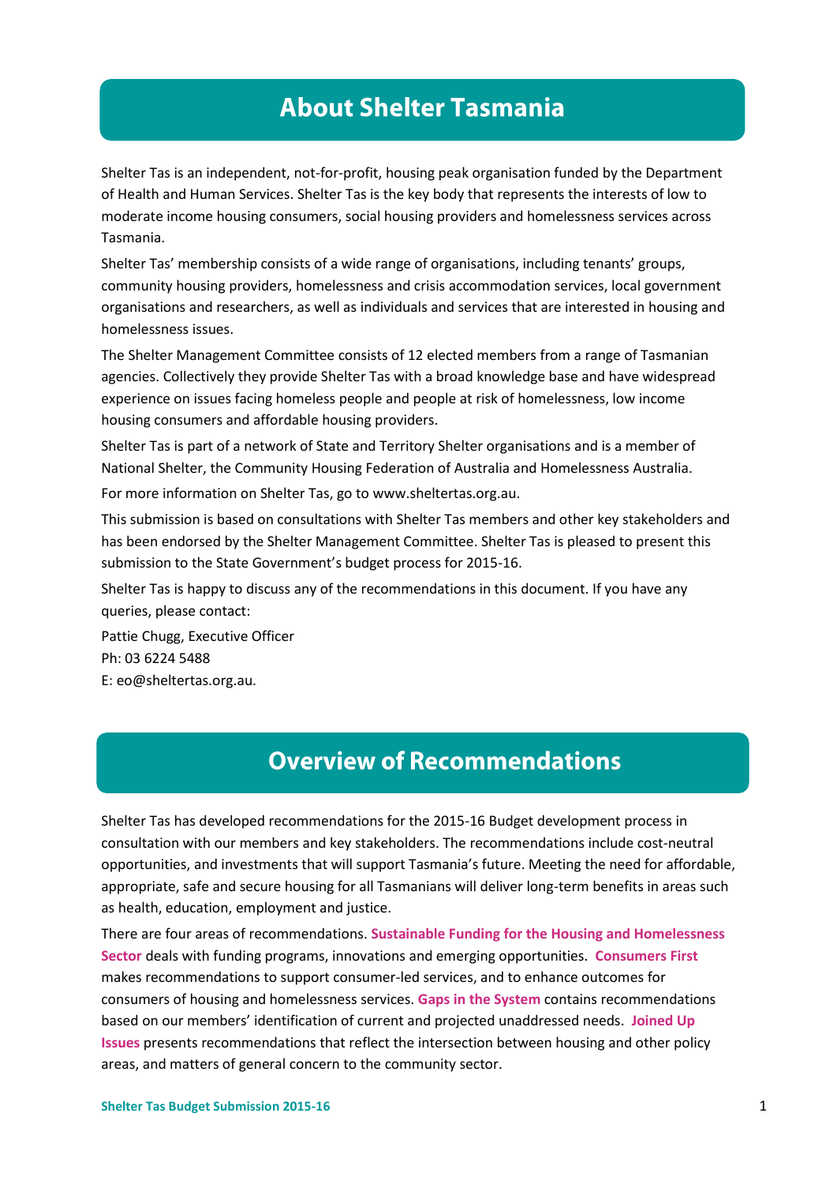## About Shelter Tasmania

Shelter Tas is an independent, not-for-profit, housing peak organisation funded by the Department of Health and Human Services. Shelter Tas is the key body that represents the interests of low to moderate income housing consumers, social housing providers and homelessness services across Tasmania.

Shelter Tas' membership consists of a wide range of organisations, including tenants' groups, community housing providers, homelessness and crisis accommodation services, local government organisations and researchers, as well as individuals and services that are interested in housing and homelessness issues.

The Shelter Management Committee consists of 12 elected members from a range of Tasmanian agencies. Collectively they provide Shelter Tas with a broad knowledge base and have widespread experience on issues facing homeless people and people at risk of homelessness, low income housing consumers and affordable housing providers.

Shelter Tas is part of a network of State and Territory Shelter organisations and is a member of National Shelter, the Community Housing Federation of Australia and Homelessness Australia.

For more information on Shelter Tas, go to www.sheltertas.org.au.

This submission is based on consultations with Shelter Tas members and other key stakeholders and has been endorsed by the Shelter Management Committee. Shelter Tas is pleased to present this submission to the State Government's budget process for 2015-16.

Shelter Tas is happy to discuss any of the recommendations in this document. If you have any queries, please contact:

Pattie Chugg, Executive Officer
Ph: 03 6224 5488
E: eo@sheltertas.org.au.

## Overview of Recommendations

Shelter Tas has developed recommendations for the 2015-16 Budget development process in consultation with our members and key stakeholders. The recommendations include cost-neutral opportunities, and investments that will support Tasmania's future. Meeting the need for affordable, appropriate, safe and secure housing for all Tasmanians will deliver long-term benefits in areas such as health, education, employment and justice.

There are four areas of recommendations. **Sustainable Funding for the Housing and Homelessness Sector** deals with funding programs, innovations and emerging opportunities. **Consumers First** makes recommendations to support consumer-led services, and to enhance outcomes for consumers of housing and homelessness services. **Gaps in the System** contains recommendations based on our members' identification of current and projected unaddressed needs. **Joined Up Issues** presents recommendations that reflect the intersection between housing and other policy areas, and matters of general concern to the community sector.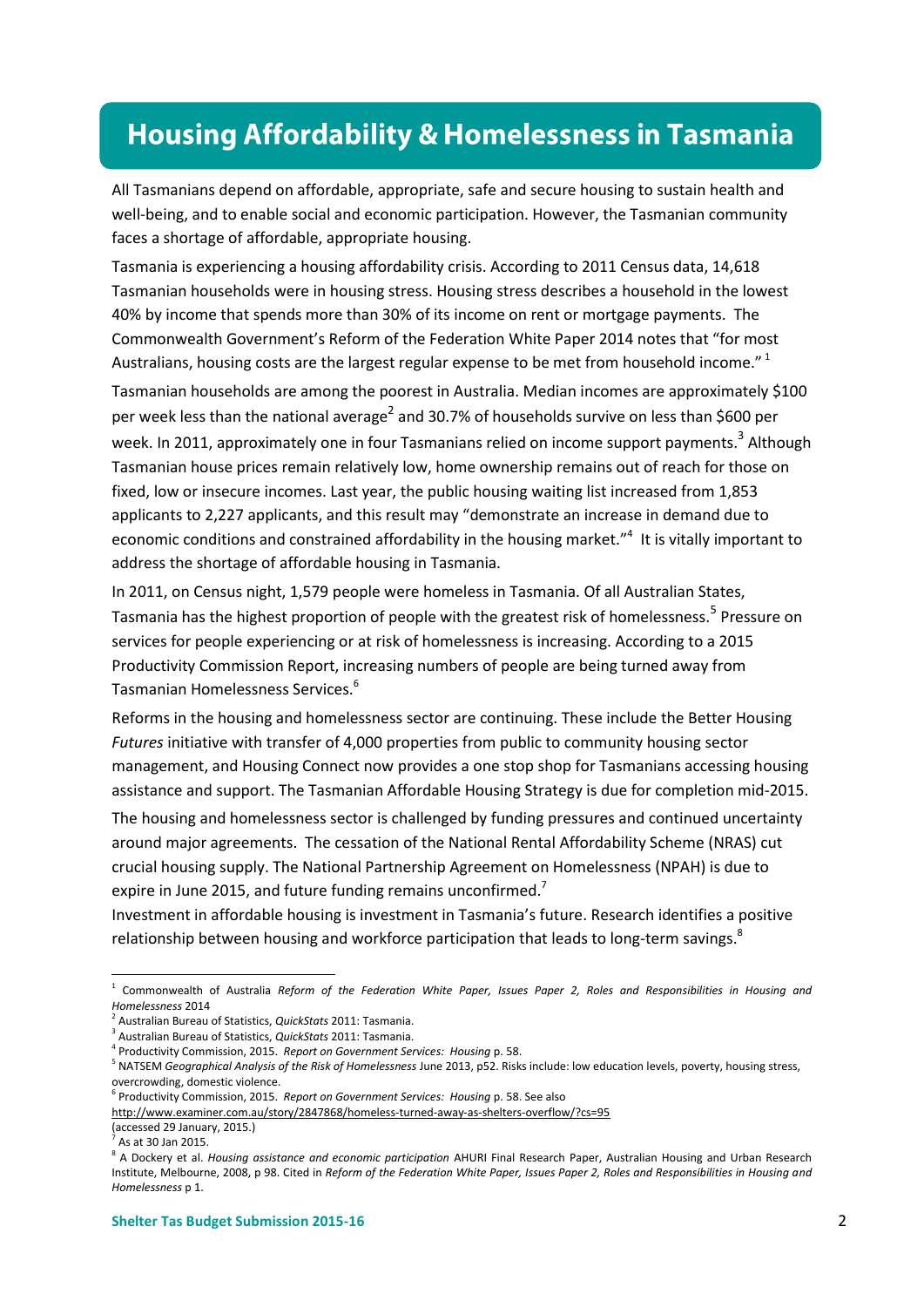# Housing Affordability & Homelessness in Tasmania

All Tasmanians depend on affordable, appropriate, safe and secure housing to sustain health and well-being, and to enable social and economic participation. However, the Tasmanian community faces a shortage of affordable, appropriate housing.

Tasmania is experiencing a housing affordability crisis. According to 2011 Census data, 14,618 Tasmanian households were in housing stress. Housing stress describes a household in the lowest 40% by income that spends more than 30% of its income on rent or mortgage payments. The Commonwealth Government's Reform of the Federation White Paper 2014 notes that "for most Australians, housing costs are the largest regular expense to be met from household income." [1]

Tasmanian households are among the poorest in Australia. Median incomes are approximately $100 per week less than the national average[2] and 30.7% of households survive on less than $600 per week. In 2011, approximately one in four Tasmanians relied on income support payments.[3] Although Tasmanian house prices remain relatively low, home ownership remains out of reach for those on fixed, low or insecure incomes. Last year, the public housing waiting list increased from 1,853 applicants to 2,227 applicants, and this result may "demonstrate an increase in demand due to economic conditions and constrained affordability in the housing market."[4] It is vitally important to address the shortage of affordable housing in Tasmania.

In 2011, on Census night, 1,579 people were homeless in Tasmania. Of all Australian States, Tasmania has the highest proportion of people with the greatest risk of homelessness.[5] Pressure on services for people experiencing or at risk of homelessness is increasing. According to a 2015 Productivity Commission Report, increasing numbers of people are being turned away from Tasmanian Homelessness Services.[6]

Reforms in the housing and homelessness sector are continuing. These include the Better Housing *Futures* initiative with transfer of 4,000 properties from public to community housing sector management, and Housing Connect now provides a one stop shop for Tasmanians accessing housing assistance and support. The Tasmanian Affordable Housing Strategy is due for completion mid-2015.

The housing and homelessness sector is challenged by funding pressures and continued uncertainty around major agreements. The cessation of the National Rental Affordability Scheme (NRAS) cut crucial housing supply. The National Partnership Agreement on Homelessness (NPAH) is due to expire in June 2015, and future funding remains unconfirmed.[7]

Investment in affordable housing is investment in Tasmania's future. Research identifies a positive relationship between housing and workforce participation that leads to long-term savings.[8]

---

[1] Commonwealth of Australia *Reform of the Federation White Paper, Issues Paper 2, Roles and Responsibilities in Housing and Homelessness* 2014

[2] Australian Bureau of Statistics, *QuickStats* 2011: Tasmania.

[3] Australian Bureau of Statistics, *QuickStats* 2011: Tasmania.

[4] Productivity Commission, 2015. *Report on Government Services: Housing* p. 58.

[5] NATSEM *Geographical Analysis of the Risk of Homelessness* June 2013, p52. Risks include: low education levels, poverty, housing stress, overcrowding, domestic violence.

[6] Productivity Commission, 2015. *Report on Government Services: Housing* p. 58. See also http://www.examiner.com.au/story/2847868/homeless-turned-away-as-shelters-overflow/?cs=95 (accessed 29 January, 2015.)

[7] As at 30 Jan 2015.

[8] A Dockery et al. *Housing assistance and economic participation* AHURI Final Research Paper, Australian Housing and Urban Research Institute, Melbourne, 2008, p 98. Cited in *Reform of the Federation White Paper, Issues Paper 2, Roles and Responsibilities in Housing and Homelessness* p 1.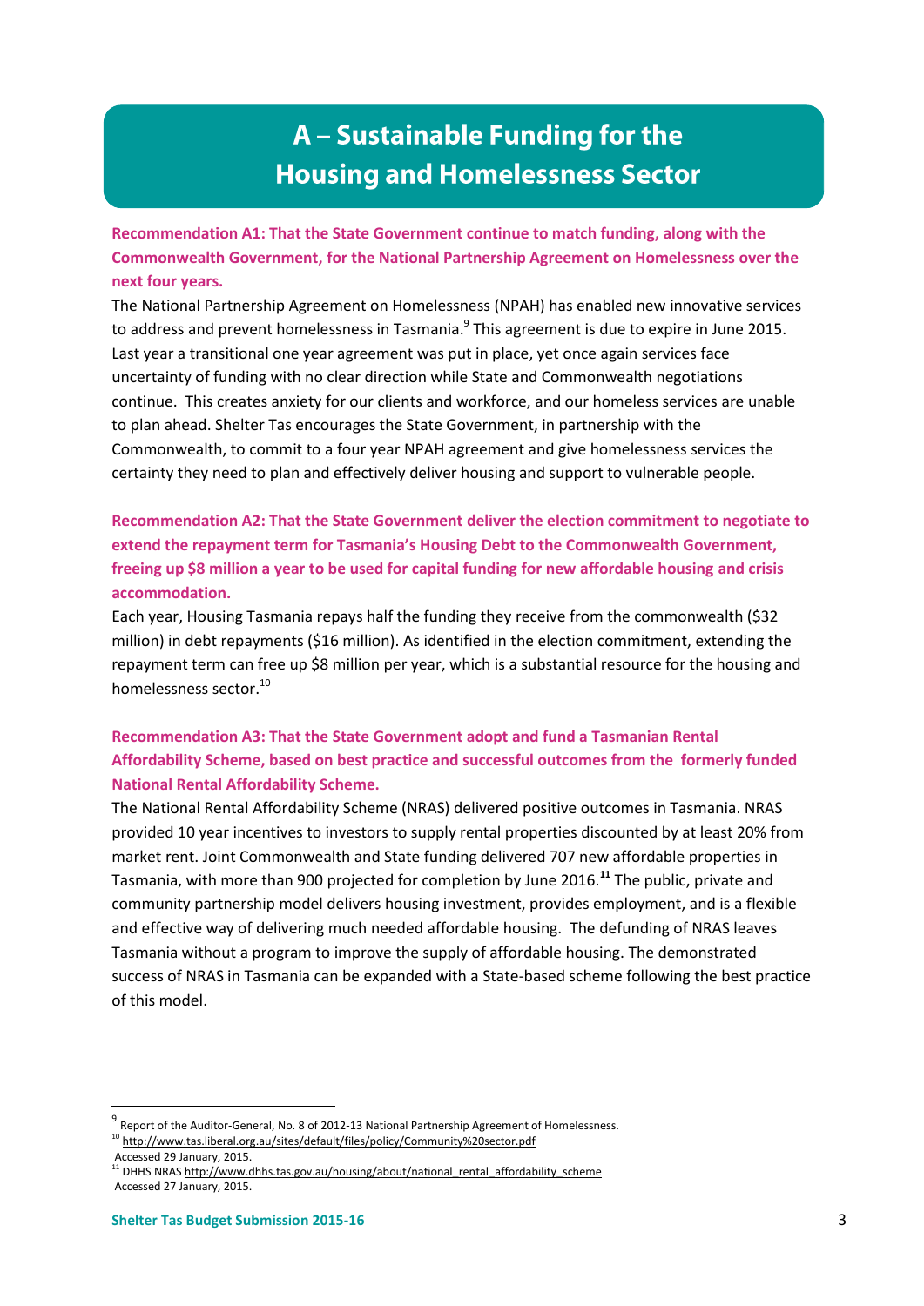# A – Sustainable Funding for the Housing and Homelessness Sector

**Recommendation A1: That the State Government continue to match funding, along with the Commonwealth Government, for the National Partnership Agreement on Homelessness over the next four years.**

The National Partnership Agreement on Homelessness (NPAH) has enabled new innovative services to address and prevent homelessness in Tasmania.[9] This agreement is due to expire in June 2015. Last year a transitional one year agreement was put in place, yet once again services face uncertainty of funding with no clear direction while State and Commonwealth negotiations continue. This creates anxiety for our clients and workforce, and our homeless services are unable to plan ahead. Shelter Tas encourages the State Government, in partnership with the Commonwealth, to commit to a four year NPAH agreement and give homelessness services the certainty they need to plan and effectively deliver housing and support to vulnerable people.

**Recommendation A2: That the State Government deliver the election commitment to negotiate to extend the repayment term for Tasmania's Housing Debt to the Commonwealth Government, freeing up $8 million a year to be used for capital funding for new affordable housing and crisis accommodation.**

Each year, Housing Tasmania repays half the funding they receive from the commonwealth ($32 million) in debt repayments ($16 million). As identified in the election commitment, extending the repayment term can free up $8 million per year, which is a substantial resource for the housing and homelessness sector.[10]

**Recommendation A3: That the State Government adopt and fund a Tasmanian Rental Affordability Scheme, based on best practice and successful outcomes from the formerly funded National Rental Affordability Scheme.**

The National Rental Affordability Scheme (NRAS) delivered positive outcomes in Tasmania. NRAS provided 10 year incentives to investors to supply rental properties discounted by at least 20% from market rent. Joint Commonwealth and State funding delivered 707 new affordable properties in Tasmania, with more than 900 projected for completion by June 2016.[11] The public, private and community partnership model delivers housing investment, provides employment, and is a flexible and effective way of delivering much needed affordable housing. The defunding of NRAS leaves Tasmania without a program to improve the supply of affordable housing. The demonstrated success of NRAS in Tasmania can be expanded with a State-based scheme following the best practice of this model.

---

[9] Report of the Auditor-General, No. 8 of 2012-13 National Partnership Agreement of Homelessness.

[10] http://www.tas.liberal.org.au/sites/default/files/policy/Community%20sector.pdf Accessed 29 January, 2015.

[11] DHHS NRAS http://www.dhhs.tas.gov.au/housing/about/national_rental_affordability_scheme Accessed 27 January, 2015.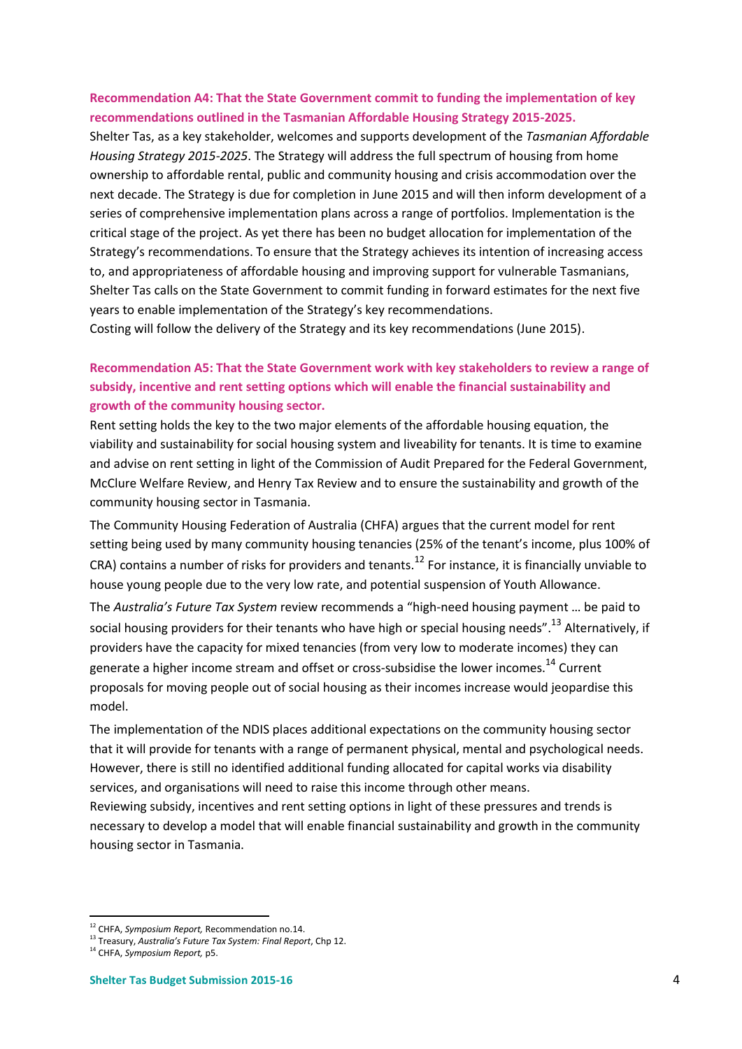**Recommendation A4: That the State Government commit to funding the implementation of key recommendations outlined in the Tasmanian Affordable Housing Strategy 2015-2025.**

Shelter Tas, as a key stakeholder, welcomes and supports development of the *Tasmanian Affordable Housing Strategy 2015-2025*. The Strategy will address the full spectrum of housing from home ownership to affordable rental, public and community housing and crisis accommodation over the next decade. The Strategy is due for completion in June 2015 and will then inform development of a series of comprehensive implementation plans across a range of portfolios. Implementation is the critical stage of the project. As yet there has been no budget allocation for implementation of the Strategy's recommendations. To ensure that the Strategy achieves its intention of increasing access to, and appropriateness of affordable housing and improving support for vulnerable Tasmanians, Shelter Tas calls on the State Government to commit funding in forward estimates for the next five years to enable implementation of the Strategy's key recommendations.

Costing will follow the delivery of the Strategy and its key recommendations (June 2015).

**Recommendation A5: That the State Government work with key stakeholders to review a range of subsidy, incentive and rent setting options which will enable the financial sustainability and growth of the community housing sector.**

Rent setting holds the key to the two major elements of the affordable housing equation, the viability and sustainability for social housing system and liveability for tenants. It is time to examine and advise on rent setting in light of the Commission of Audit Prepared for the Federal Government, McClure Welfare Review, and Henry Tax Review and to ensure the sustainability and growth of the community housing sector in Tasmania.

The Community Housing Federation of Australia (CHFA) argues that the current model for rent setting being used by many community housing tenancies (25% of the tenant's income, plus 100% of CRA) contains a number of risks for providers and tenants.[12] For instance, it is financially unviable to house young people due to the very low rate, and potential suspension of Youth Allowance.

The *Australia's Future Tax System* review recommends a "high-need housing payment … be paid to social housing providers for their tenants who have high or special housing needs".[13] Alternatively, if providers have the capacity for mixed tenancies (from very low to moderate incomes) they can generate a higher income stream and offset or cross-subsidise the lower incomes.[14] Current proposals for moving people out of social housing as their incomes increase would jeopardise this model.

The implementation of the NDIS places additional expectations on the community housing sector that it will provide for tenants with a range of permanent physical, mental and psychological needs. However, there is still no identified additional funding allocated for capital works via disability services, and organisations will need to raise this income through other means.

Reviewing subsidy, incentives and rent setting options in light of these pressures and trends is necessary to develop a model that will enable financial sustainability and growth in the community housing sector in Tasmania.

---

[12] CHFA, *Symposium Report,* Recommendation no.14.

[13] Treasury, *Australia's Future Tax System: Final Report*, Chp 12.

[14] CHFA, *Symposium Report,* p5.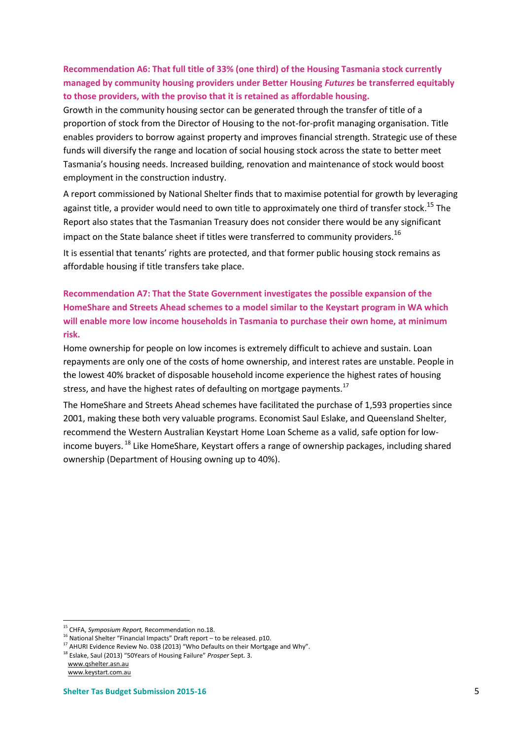**Recommendation A6: That full title of 33% (one third) of the Housing Tasmania stock currently managed by community housing providers under Better Housing *Futures* be transferred equitably to those providers, with the proviso that it is retained as affordable housing.**

Growth in the community housing sector can be generated through the transfer of title of a proportion of stock from the Director of Housing to the not-for-profit managing organisation. Title enables providers to borrow against property and improves financial strength. Strategic use of these funds will diversify the range and location of social housing stock across the state to better meet Tasmania's housing needs. Increased building, renovation and maintenance of stock would boost employment in the construction industry.

A report commissioned by National Shelter finds that to maximise potential for growth by leveraging against title, a provider would need to own title to approximately one third of transfer stock.[15] The Report also states that the Tasmanian Treasury does not consider there would be any significant impact on the State balance sheet if titles were transferred to community providers.[16]

It is essential that tenants' rights are protected, and that former public housing stock remains as affordable housing if title transfers take place.

**Recommendation A7: That the State Government investigates the possible expansion of the HomeShare and Streets Ahead schemes to a model similar to the Keystart program in WA which will enable more low income households in Tasmania to purchase their own home, at minimum risk.**

Home ownership for people on low incomes is extremely difficult to achieve and sustain. Loan repayments are only one of the costs of home ownership, and interest rates are unstable. People in the lowest 40% bracket of disposable household income experience the highest rates of housing stress, and have the highest rates of defaulting on mortgage payments.[17]

The HomeShare and Streets Ahead schemes have facilitated the purchase of 1,593 properties since 2001, making these both very valuable programs. Economist Saul Eslake, and Queensland Shelter, recommend the Western Australian Keystart Home Loan Scheme as a valid, safe option for low-income buyers.[18] Like HomeShare, Keystart offers a range of ownership packages, including shared ownership (Department of Housing owning up to 40%).

---

[15] CHFA, *Symposium Report,* Recommendation no.18.

[16] National Shelter "Financial Impacts" Draft report – to be released. p10.

[17] AHURI Evidence Review No. 038 (2013) "Who Defaults on their Mortgage and Why".

[18] Eslake, Saul (2013) "50Years of Housing Failure" *Prosper* Sept. 3.
www.qshelter.asn.au
www.keystart.com.au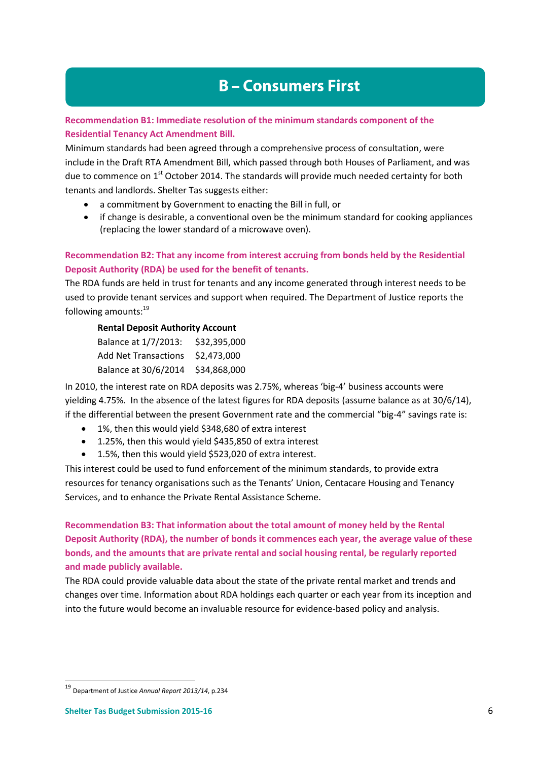# B – Consumers First

**Recommendation B1: Immediate resolution of the minimum standards component of the Residential Tenancy Act Amendment Bill.**

Minimum standards had been agreed through a comprehensive process of consultation, were include in the Draft RTA Amendment Bill, which passed through both Houses of Parliament, and was due to commence on 1st October 2014. The standards will provide much needed certainty for both tenants and landlords. Shelter Tas suggests either:

- a commitment by Government to enacting the Bill in full, or
- if change is desirable, a conventional oven be the minimum standard for cooking appliances (replacing the lower standard of a microwave oven).

**Recommendation B2: That any income from interest accruing from bonds held by the Residential Deposit Authority (RDA) be used for the benefit of tenants.**

The RDA funds are held in trust for tenants and any income generated through interest needs to be used to provide tenant services and support when required. The Department of Justice reports the following amounts:[19]

| Rental Deposit Authority Account | |
|---|---|
| Balance at 1/7/2013: | $32,395,000 |
| Add Net Transactions | $2,473,000 |
| Balance at 30/6/2014 | $34,868,000 |

In 2010, the interest rate on RDA deposits was 2.75%, whereas 'big-4' business accounts were yielding 4.75%. In the absence of the latest figures for RDA deposits (assume balance as at 30/6/14), if the differential between the present Government rate and the commercial "big-4" savings rate is:

- 1%, then this would yield $348,680 of extra interest
- 1.25%, then this would yield $435,850 of extra interest
- 1.5%, then this would yield $523,020 of extra interest.

This interest could be used to fund enforcement of the minimum standards, to provide extra resources for tenancy organisations such as the Tenants' Union, Centacare Housing and Tenancy Services, and to enhance the Private Rental Assistance Scheme.

**Recommendation B3: That information about the total amount of money held by the Rental Deposit Authority (RDA), the number of bonds it commences each year, the average value of these bonds, and the amounts that are private rental and social housing rental, be regularly reported and made publicly available.**

The RDA could provide valuable data about the state of the private rental market and trends and changes over time. Information about RDA holdings each quarter or each year from its inception and into the future would become an invaluable resource for evidence-based policy and analysis.

[19] Department of Justice *Annual Report 2013/14*, p.234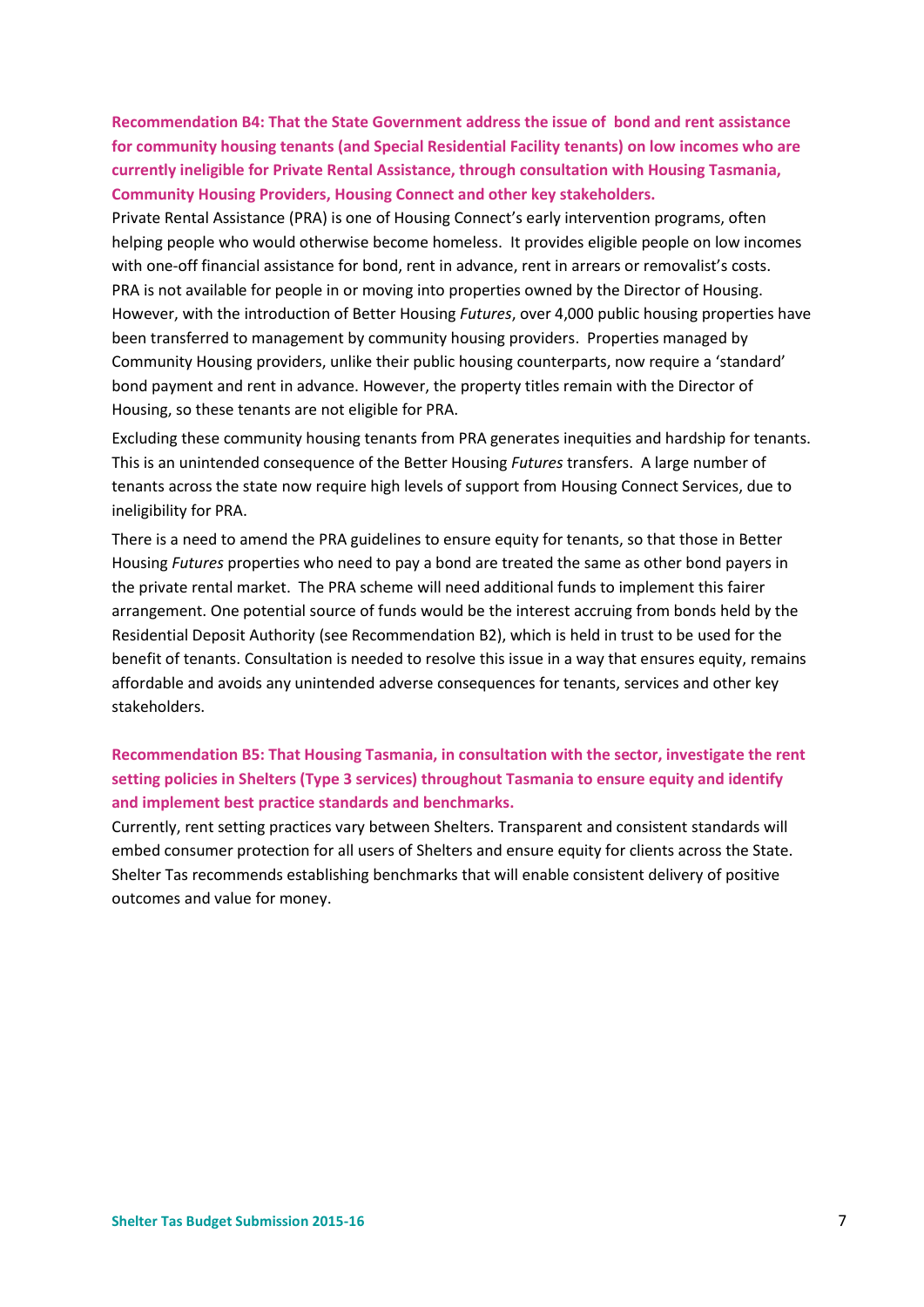**Recommendation B4: That the State Government address the issue of bond and rent assistance for community housing tenants (and Special Residential Facility tenants) on low incomes who are currently ineligible for Private Rental Assistance, through consultation with Housing Tasmania, Community Housing Providers, Housing Connect and other key stakeholders.**

Private Rental Assistance (PRA) is one of Housing Connect's early intervention programs, often helping people who would otherwise become homeless. It provides eligible people on low incomes with one-off financial assistance for bond, rent in advance, rent in arrears or removalist's costs. PRA is not available for people in or moving into properties owned by the Director of Housing. However, with the introduction of Better Housing *Futures*, over 4,000 public housing properties have been transferred to management by community housing providers. Properties managed by Community Housing providers, unlike their public housing counterparts, now require a 'standard' bond payment and rent in advance. However, the property titles remain with the Director of Housing, so these tenants are not eligible for PRA.

Excluding these community housing tenants from PRA generates inequities and hardship for tenants. This is an unintended consequence of the Better Housing *Futures* transfers. A large number of tenants across the state now require high levels of support from Housing Connect Services, due to ineligibility for PRA.

There is a need to amend the PRA guidelines to ensure equity for tenants, so that those in Better Housing *Futures* properties who need to pay a bond are treated the same as other bond payers in the private rental market. The PRA scheme will need additional funds to implement this fairer arrangement. One potential source of funds would be the interest accruing from bonds held by the Residential Deposit Authority (see Recommendation B2), which is held in trust to be used for the benefit of tenants. Consultation is needed to resolve this issue in a way that ensures equity, remains affordable and avoids any unintended adverse consequences for tenants, services and other key stakeholders.

**Recommendation B5: That Housing Tasmania, in consultation with the sector, investigate the rent setting policies in Shelters (Type 3 services) throughout Tasmania to ensure equity and identify and implement best practice standards and benchmarks.**

Currently, rent setting practices vary between Shelters. Transparent and consistent standards will embed consumer protection for all users of Shelters and ensure equity for clients across the State. Shelter Tas recommends establishing benchmarks that will enable consistent delivery of positive outcomes and value for money.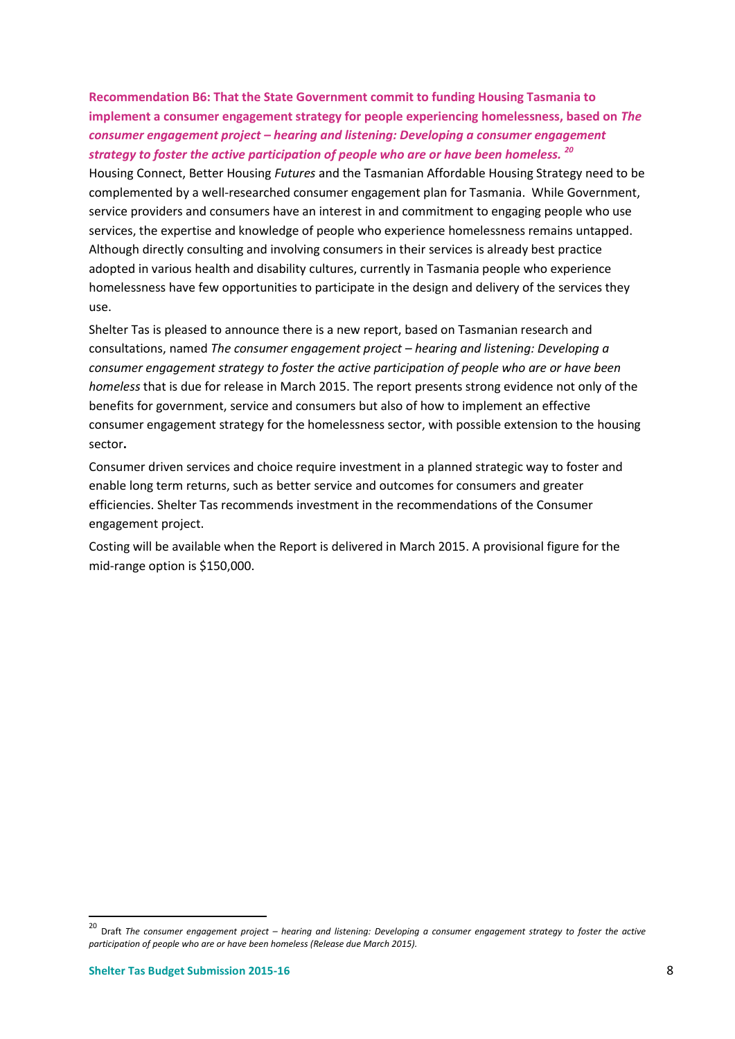**Recommendation B6: That the State Government commit to funding Housing Tasmania to implement a consumer engagement strategy for people experiencing homelessness, based on *The consumer engagement project – hearing and listening: Developing a consumer engagement strategy to foster the active participation of people who are or have been homeless.*** [20]

Housing Connect, Better Housing *Futures* and the Tasmanian Affordable Housing Strategy need to be complemented by a well-researched consumer engagement plan for Tasmania. While Government, service providers and consumers have an interest in and commitment to engaging people who use services, the expertise and knowledge of people who experience homelessness remains untapped. Although directly consulting and involving consumers in their services is already best practice adopted in various health and disability cultures, currently in Tasmania people who experience homelessness have few opportunities to participate in the design and delivery of the services they use.

Shelter Tas is pleased to announce there is a new report, based on Tasmanian research and consultations, named *The consumer engagement project – hearing and listening: Developing a consumer engagement strategy to foster the active participation of people who are or have been homeless* that is due for release in March 2015. The report presents strong evidence not only of the benefits for government, service and consumers but also of how to implement an effective consumer engagement strategy for the homelessness sector, with possible extension to the housing sector.

Consumer driven services and choice require investment in a planned strategic way to foster and enable long term returns, such as better service and outcomes for consumers and greater efficiencies. Shelter Tas recommends investment in the recommendations of the Consumer engagement project.

Costing will be available when the Report is delivered in March 2015. A provisional figure for the mid-range option is $150,000.

[20] Draft *The consumer engagement project – hearing and listening: Developing a consumer engagement strategy to foster the active participation of people who are or have been homeless (Release due March 2015).*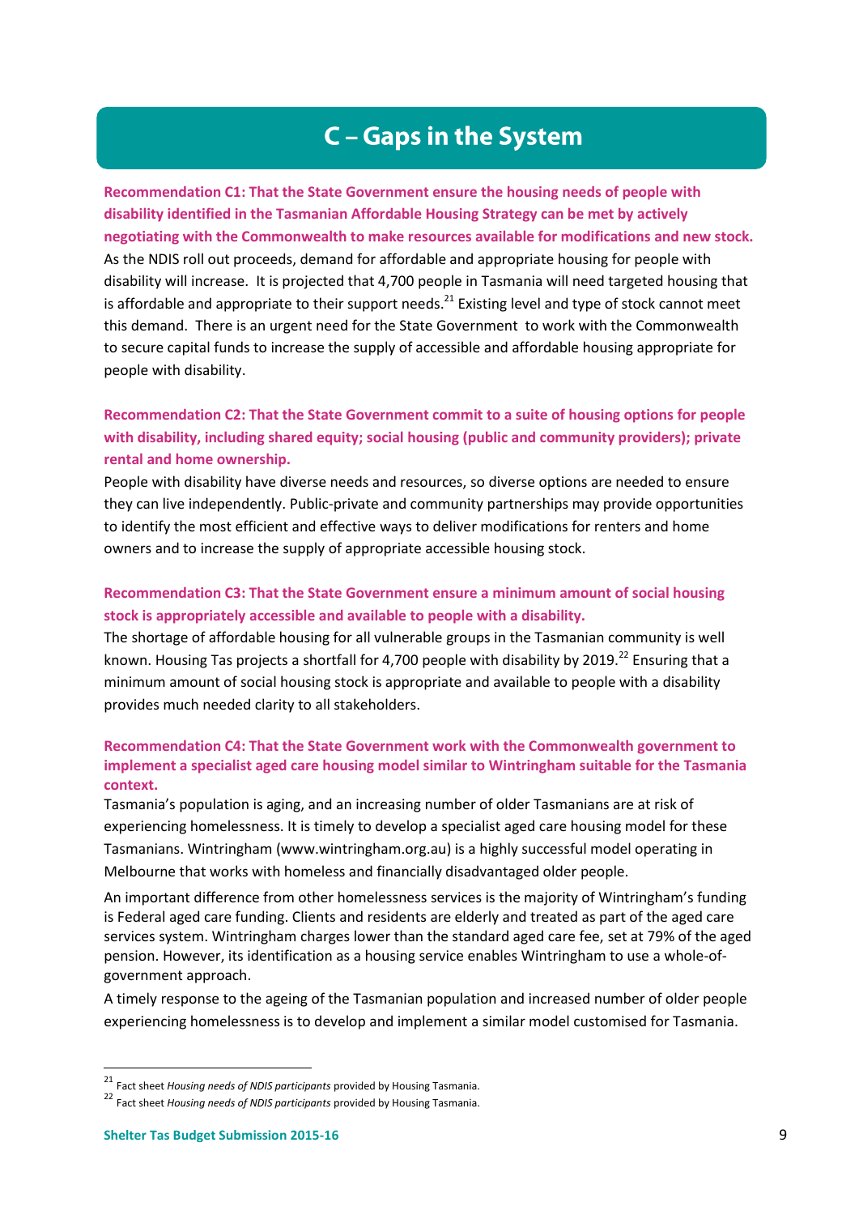# C – Gaps in the System

**Recommendation C1: That the State Government ensure the housing needs of people with disability identified in the Tasmanian Affordable Housing Strategy can be met by actively negotiating with the Commonwealth to make resources available for modifications and new stock.**

As the NDIS roll out proceeds, demand for affordable and appropriate housing for people with disability will increase. It is projected that 4,700 people in Tasmania will need targeted housing that is affordable and appropriate to their support needs.[21] Existing level and type of stock cannot meet this demand. There is an urgent need for the State Government to work with the Commonwealth to secure capital funds to increase the supply of accessible and affordable housing appropriate for people with disability.

**Recommendation C2: That the State Government commit to a suite of housing options for people with disability, including shared equity; social housing (public and community providers); private rental and home ownership.**

People with disability have diverse needs and resources, so diverse options are needed to ensure they can live independently. Public-private and community partnerships may provide opportunities to identify the most efficient and effective ways to deliver modifications for renters and home owners and to increase the supply of appropriate accessible housing stock.

**Recommendation C3: That the State Government ensure a minimum amount of social housing stock is appropriately accessible and available to people with a disability.**

The shortage of affordable housing for all vulnerable groups in the Tasmanian community is well known. Housing Tas projects a shortfall for 4,700 people with disability by 2019.[22] Ensuring that a minimum amount of social housing stock is appropriate and available to people with a disability provides much needed clarity to all stakeholders.

**Recommendation C4: That the State Government work with the Commonwealth government to implement a specialist aged care housing model similar to Wintringham suitable for the Tasmania context.**

Tasmania's population is aging, and an increasing number of older Tasmanians are at risk of experiencing homelessness. It is timely to develop a specialist aged care housing model for these Tasmanians. Wintringham (www.wintringham.org.au) is a highly successful model operating in Melbourne that works with homeless and financially disadvantaged older people.

An important difference from other homelessness services is the majority of Wintringham's funding is Federal aged care funding. Clients and residents are elderly and treated as part of the aged care services system. Wintringham charges lower than the standard aged care fee, set at 79% of the aged pension. However, its identification as a housing service enables Wintringham to use a whole-of-government approach.

A timely response to the ageing of the Tasmanian population and increased number of older people experiencing homelessness is to develop and implement a similar model customised for Tasmania.

---

[21] Fact sheet *Housing needs of NDIS participants* provided by Housing Tasmania.

[22] Fact sheet *Housing needs of NDIS participants* provided by Housing Tasmania.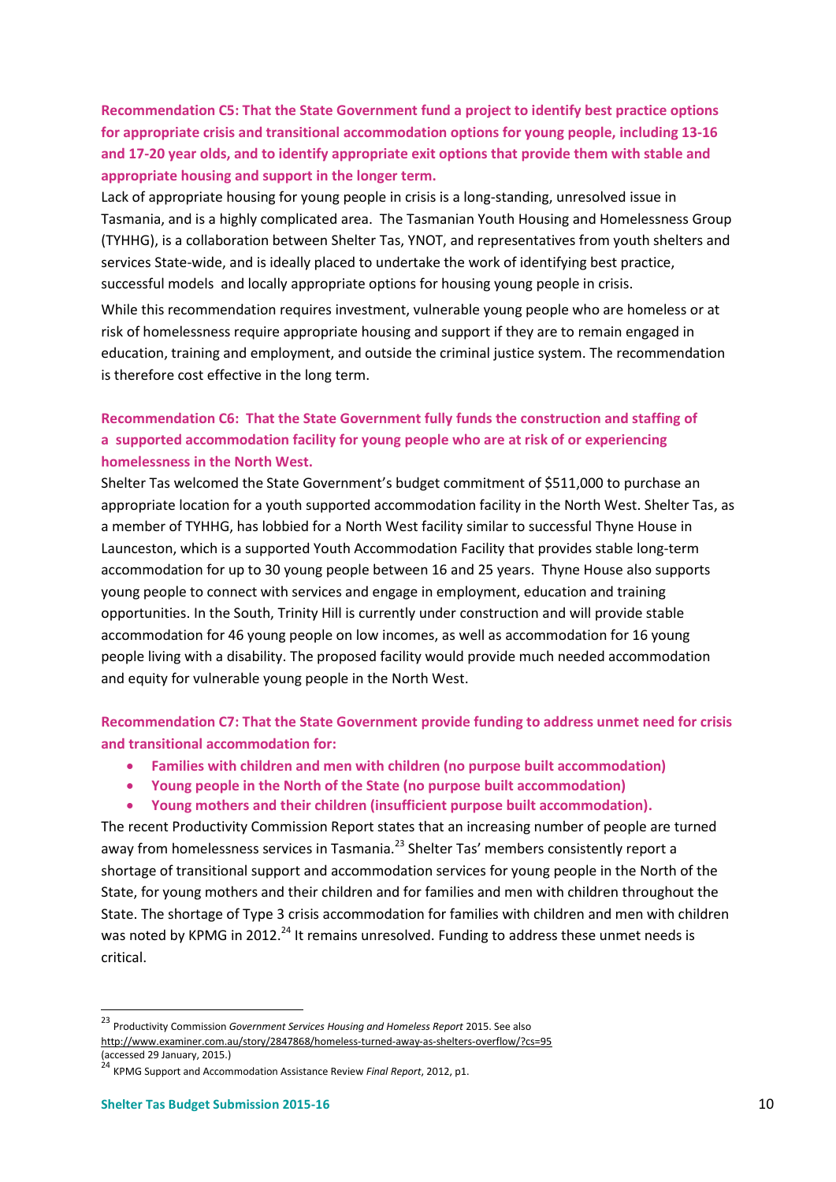**Recommendation C5: That the State Government fund a project to identify best practice options for appropriate crisis and transitional accommodation options for young people, including 13-16 and 17-20 year olds, and to identify appropriate exit options that provide them with stable and appropriate housing and support in the longer term.**

Lack of appropriate housing for young people in crisis is a long-standing, unresolved issue in Tasmania, and is a highly complicated area. The Tasmanian Youth Housing and Homelessness Group (TYHHG), is a collaboration between Shelter Tas, YNOT, and representatives from youth shelters and services State-wide, and is ideally placed to undertake the work of identifying best practice, successful models and locally appropriate options for housing young people in crisis.

While this recommendation requires investment, vulnerable young people who are homeless or at risk of homelessness require appropriate housing and support if they are to remain engaged in education, training and employment, and outside the criminal justice system. The recommendation is therefore cost effective in the long term.

**Recommendation C6: That the State Government fully funds the construction and staffing of a supported accommodation facility for young people who are at risk of or experiencing homelessness in the North West.**

Shelter Tas welcomed the State Government's budget commitment of $511,000 to purchase an appropriate location for a youth supported accommodation facility in the North West. Shelter Tas, as a member of TYHHG, has lobbied for a North West facility similar to successful Thyne House in Launceston, which is a supported Youth Accommodation Facility that provides stable long-term accommodation for up to 30 young people between 16 and 25 years. Thyne House also supports young people to connect with services and engage in employment, education and training opportunities. In the South, Trinity Hill is currently under construction and will provide stable accommodation for 46 young people on low incomes, as well as accommodation for 16 young people living with a disability. The proposed facility would provide much needed accommodation and equity for vulnerable young people in the North West.

**Recommendation C7: That the State Government provide funding to address unmet need for crisis and transitional accommodation for:**

- **Families with children and men with children (no purpose built accommodation)**
- **Young people in the North of the State (no purpose built accommodation)**
- **Young mothers and their children (insufficient purpose built accommodation).**

The recent Productivity Commission Report states that an increasing number of people are turned away from homelessness services in Tasmania.[23] Shelter Tas' members consistently report a shortage of transitional support and accommodation services for young people in the North of the State, for young mothers and their children and for families and men with children throughout the State. The shortage of Type 3 crisis accommodation for families with children and men with children was noted by KPMG in 2012.[24] It remains unresolved. Funding to address these unmet needs is critical.

---

[23] Productivity Commission *Government Services Housing and Homeless Report* 2015. See also http://www.examiner.com.au/story/2847868/homeless-turned-away-as-shelters-overflow/?cs=95 (accessed 29 January, 2015.)

[24] KPMG Support and Accommodation Assistance Review *Final Report*, 2012, p1.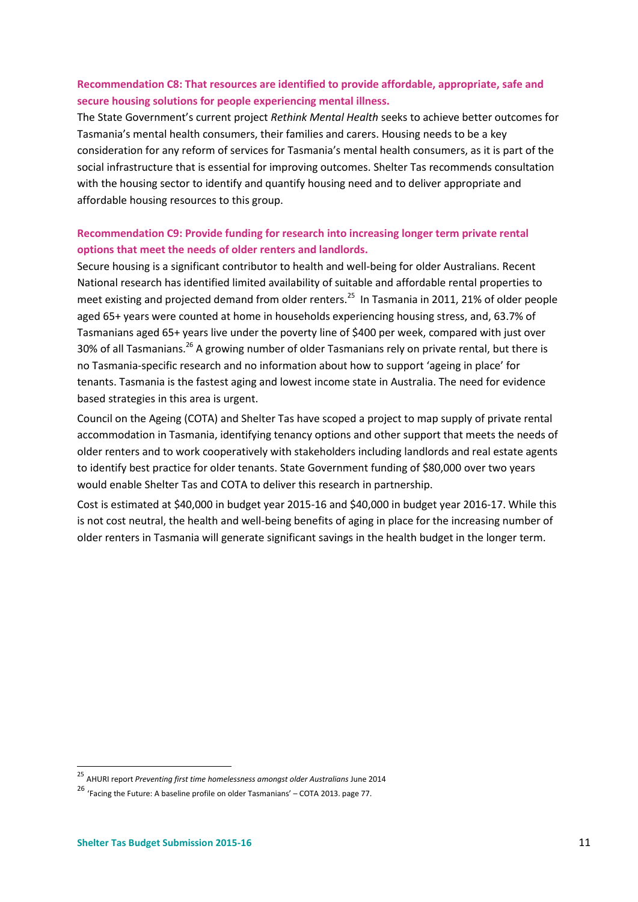**Recommendation C8: That resources are identified to provide affordable, appropriate, safe and secure housing solutions for people experiencing mental illness.**

The State Government's current project *Rethink Mental Health* seeks to achieve better outcomes for Tasmania's mental health consumers, their families and carers. Housing needs to be a key consideration for any reform of services for Tasmania's mental health consumers, as it is part of the social infrastructure that is essential for improving outcomes. Shelter Tas recommends consultation with the housing sector to identify and quantify housing need and to deliver appropriate and affordable housing resources to this group.

**Recommendation C9: Provide funding for research into increasing longer term private rental options that meet the needs of older renters and landlords.**

Secure housing is a significant contributor to health and well-being for older Australians. Recent National research has identified limited availability of suitable and affordable rental properties to meet existing and projected demand from older renters.[25] In Tasmania in 2011, 21% of older people aged 65+ years were counted at home in households experiencing housing stress, and, 63.7% of Tasmanians aged 65+ years live under the poverty line of $400 per week, compared with just over 30% of all Tasmanians.[26] A growing number of older Tasmanians rely on private rental, but there is no Tasmania-specific research and no information about how to support 'ageing in place' for tenants. Tasmania is the fastest aging and lowest income state in Australia. The need for evidence based strategies in this area is urgent.

Council on the Ageing (COTA) and Shelter Tas have scoped a project to map supply of private rental accommodation in Tasmania, identifying tenancy options and other support that meets the needs of older renters and to work cooperatively with stakeholders including landlords and real estate agents to identify best practice for older tenants. State Government funding of $80,000 over two years would enable Shelter Tas and COTA to deliver this research in partnership.

Cost is estimated at $40,000 in budget year 2015-16 and $40,000 in budget year 2016-17. While this is not cost neutral, the health and well-being benefits of aging in place for the increasing number of older renters in Tasmania will generate significant savings in the health budget in the longer term.

---

[25] AHURI report *Preventing first time homelessness amongst older Australians* June 2014

[26] 'Facing the Future: A baseline profile on older Tasmanians' – COTA 2013. page 77.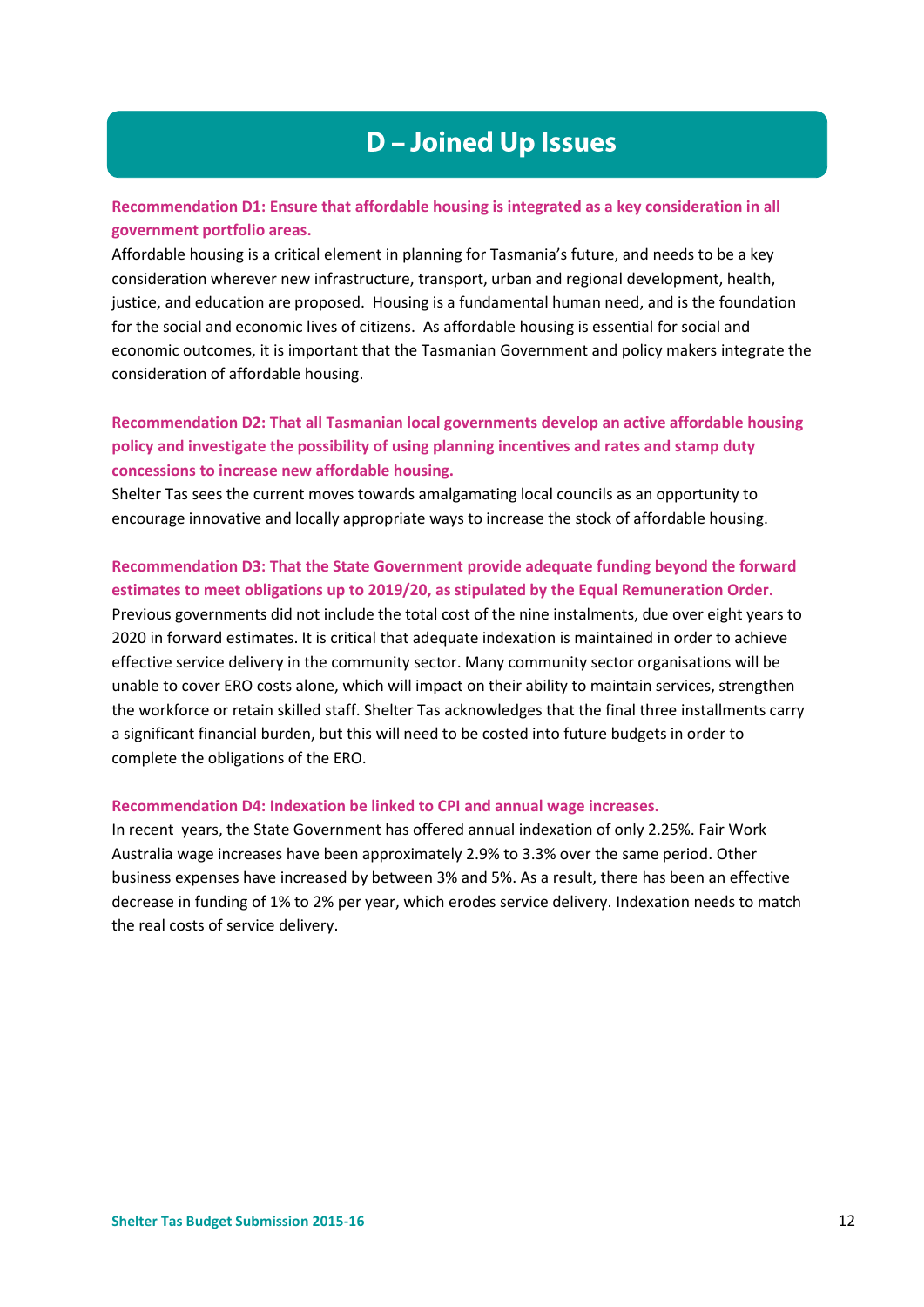# D – Joined Up Issues

**Recommendation D1: Ensure that affordable housing is integrated as a key consideration in all government portfolio areas.**

Affordable housing is a critical element in planning for Tasmania's future, and needs to be a key consideration wherever new infrastructure, transport, urban and regional development, health, justice, and education are proposed. Housing is a fundamental human need, and is the foundation for the social and economic lives of citizens. As affordable housing is essential for social and economic outcomes, it is important that the Tasmanian Government and policy makers integrate the consideration of affordable housing.

**Recommendation D2: That all Tasmanian local governments develop an active affordable housing policy and investigate the possibility of using planning incentives and rates and stamp duty concessions to increase new affordable housing.**

Shelter Tas sees the current moves towards amalgamating local councils as an opportunity to encourage innovative and locally appropriate ways to increase the stock of affordable housing.

**Recommendation D3: That the State Government provide adequate funding beyond the forward estimates to meet obligations up to 2019/20, as stipulated by the Equal Remuneration Order.**

Previous governments did not include the total cost of the nine instalments, due over eight years to 2020 in forward estimates. It is critical that adequate indexation is maintained in order to achieve effective service delivery in the community sector. Many community sector organisations will be unable to cover ERO costs alone, which will impact on their ability to maintain services, strengthen the workforce or retain skilled staff. Shelter Tas acknowledges that the final three installments carry a significant financial burden, but this will need to be costed into future budgets in order to complete the obligations of the ERO.

**Recommendation D4: Indexation be linked to CPI and annual wage increases.**

In recent years, the State Government has offered annual indexation of only 2.25%. Fair Work Australia wage increases have been approximately 2.9% to 3.3% over the same period. Other business expenses have increased by between 3% and 5%. As a result, there has been an effective decrease in funding of 1% to 2% per year, which erodes service delivery. Indexation needs to match the real costs of service delivery.